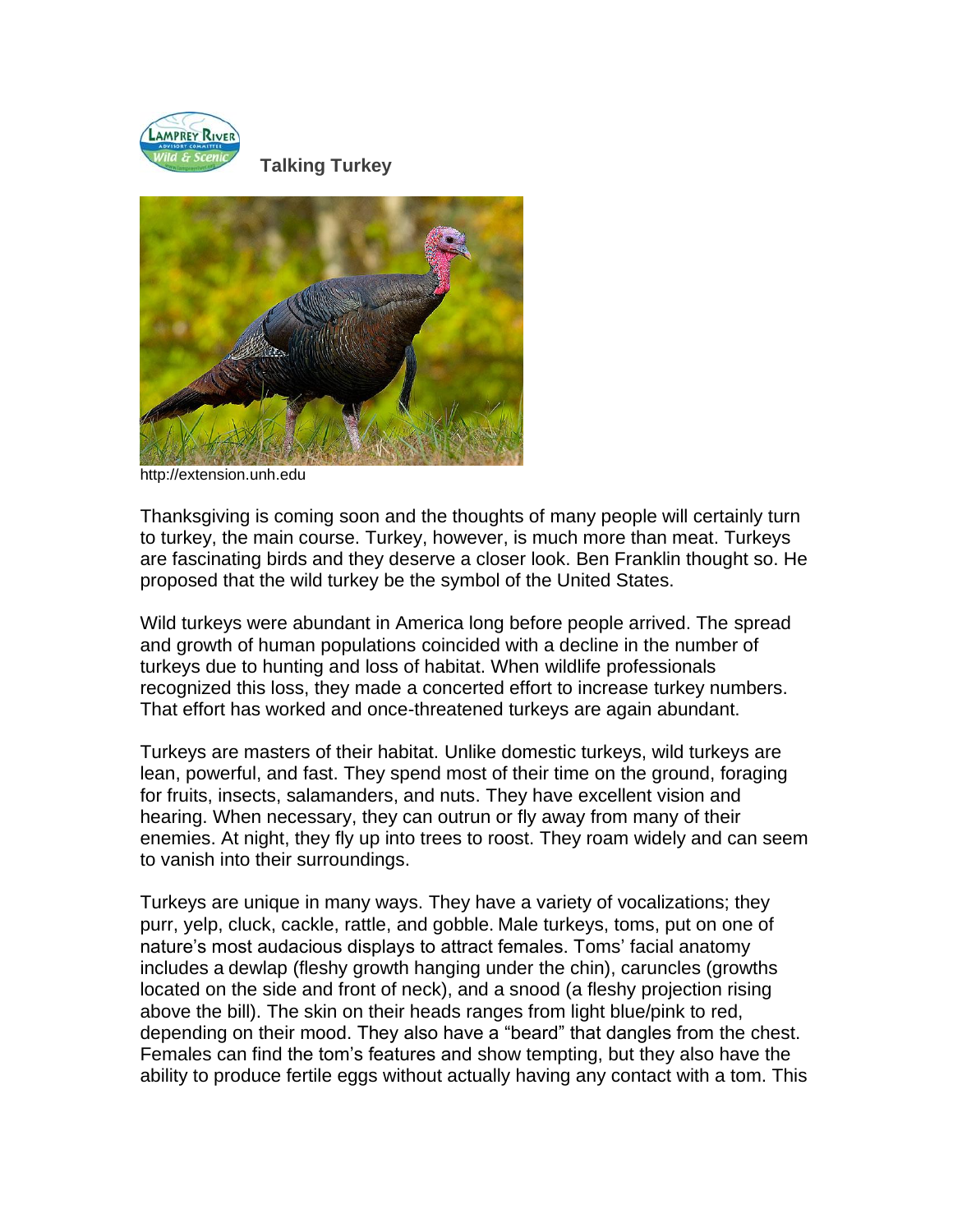# Talking Turkey

http://extension.unh.edu

Thanksgiving is coming soon and the thoughts of many people will certainly turn to turkey, the main course. Turkey, however, is much more than meat. Turkeys are fascinating birds and they deserve a closer look. Ben Franklin thought so. He proposed that the wild turkey be the symbol of the United States.

Wild turkeys were abundant in America long before people arrived. The spread and growth of human populations coincided with a decline in the number of turkeys due to hunting and loss of habitat. When wildlife professionals recognized this loss, they made a concerted effort to increase turkey numbers. That effort has worked and once-threatened turkeys are again abundant.

Turkeys are masters of their habitat. Unlike domestic turkeys, wild turkeys are lean, powerful, and fast. They spend most of their time on the ground, foraging for fruits, insects, salamanders, and nuts. They have excellent vision and hearing. When necessary, they can outrun or fly away from many of their enemies. At night, they fly up into trees to roost. They roam widely and can seem to vanish into their surroundings.

Turkeys are unique in many ways. They have a variety of vocalizations; they purr, yelp, cluck, cackle, rattle, and gobble. Male turkeys, toms, put on one of nature's most audacious displays to attract females. Toms' facial anatomy includes a dewlap (fleshy growth hanging under the chin), caruncles (growths located on the side and front of neck), and a snood (a fleshy projection rising above the bill). The skin on their heads ranges from light blue/pink to red, depending on their mood. They also have a "beard" that dangles from the chest. Females can find the tom's features and show tempting, but they also have the ability to produce fertile eggs without actually having any contact with a tom. This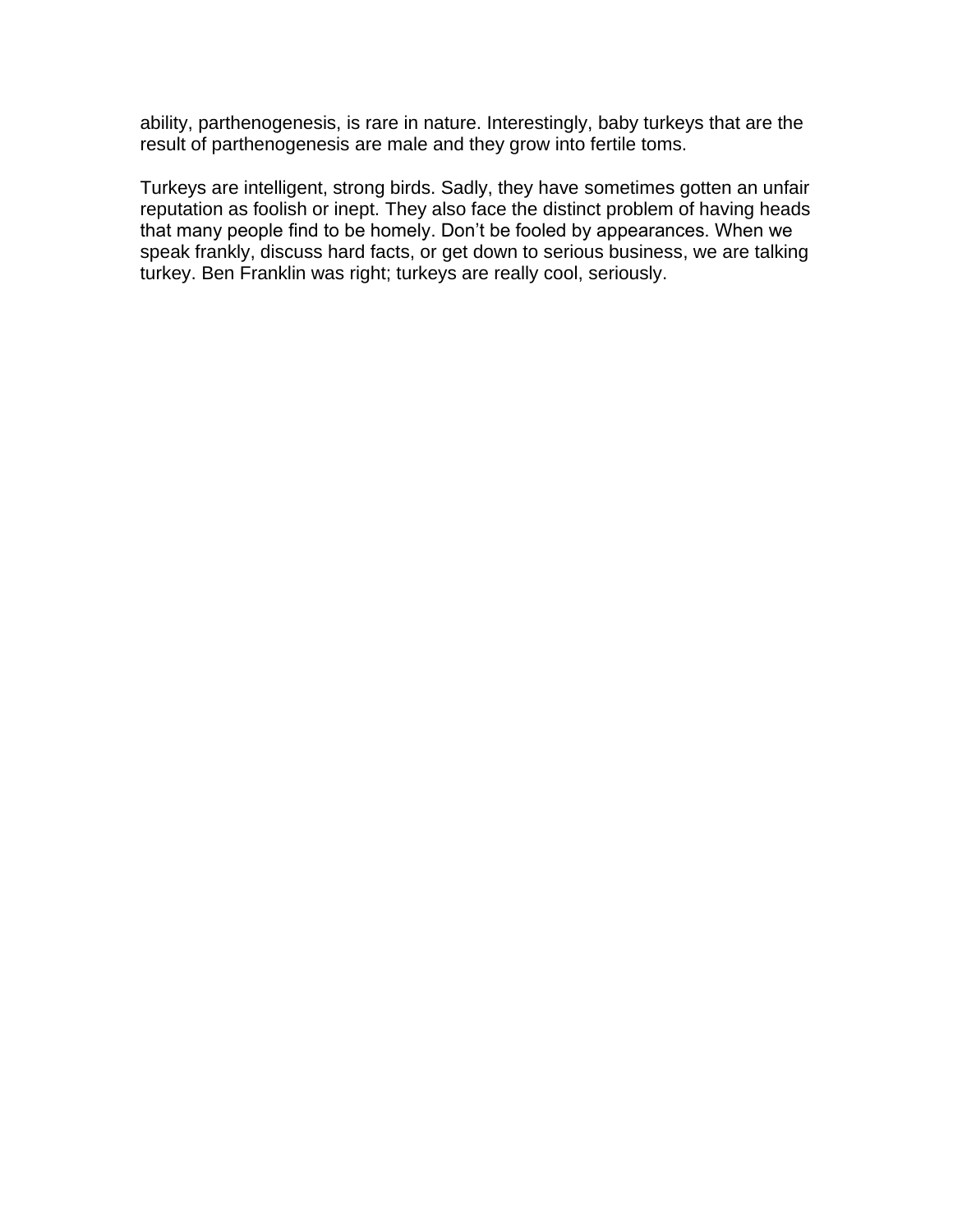ability, parthenogenesis, is rare in nature. Interestingly, baby turkeys that are the result of parthenogenesis are male and they grow into fertile toms.

Turkeys are intelligent, strong birds. Sadly, they have sometimes gotten an unfair reputation as foolish or inept. They also face the distinct problem of having heads that many people find to be homely. Don't be fooled by appearances. When we speak frankly, discuss hard facts, or get down to serious business, we are talking turkey. Ben Franklin was right; turkeys are really cool, seriously.